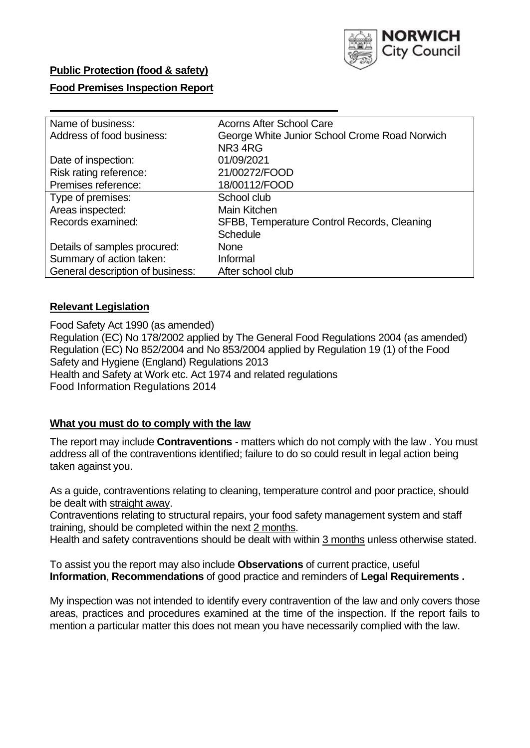**Public Protection (food & safety)**

**Food Premises Inspection Report**

| Name of business: | Acorns After School Care |
|---|---|
| Address of food business: | George White Junior School Crome Road Norwich NR3 4RG |
| Date of inspection: | 01/09/2021 |
| Risk rating reference: | 21/00272/FOOD |
| Premises reference: | 18/00112/FOOD |
| Type of premises: | School club |
| Areas inspected: | Main Kitchen |
| Records examined: | SFBB, Temperature Control Records, Cleaning Schedule |
| Details of samples procured: | None |
| Summary of action taken: | Informal |
| General description of business: | After school club |

## **Relevant Legislation**

Food Safety Act 1990 (as amended)
Regulation (EC) No 178/2002 applied by The General Food Regulations 2004 (as amended)
Regulation (EC) No 852/2004 and No 853/2004 applied by Regulation 19 (1) of the Food Safety and Hygiene (England) Regulations 2013
Health and Safety at Work etc. Act 1974 and related regulations
Food Information Regulations 2014

## **What you must do to comply with the law**

The report may include **Contraventions** - matters which do not comply with the law . You must address all of the contraventions identified; failure to do so could result in legal action being taken against you.

As a guide, contraventions relating to cleaning, temperature control and poor practice, should be dealt with straight away.
Contraventions relating to structural repairs, your food safety management system and staff training, should be completed within the next 2 months.
Health and safety contraventions should be dealt with within 3 months unless otherwise stated.

To assist you the report may also include **Observations** of current practice, useful **Information**, **Recommendations** of good practice and reminders of **Legal Requirements .**

My inspection was not intended to identify every contravention of the law and only covers those areas, practices and procedures examined at the time of the inspection. If the report fails to mention a particular matter this does not mean you have necessarily complied with the law.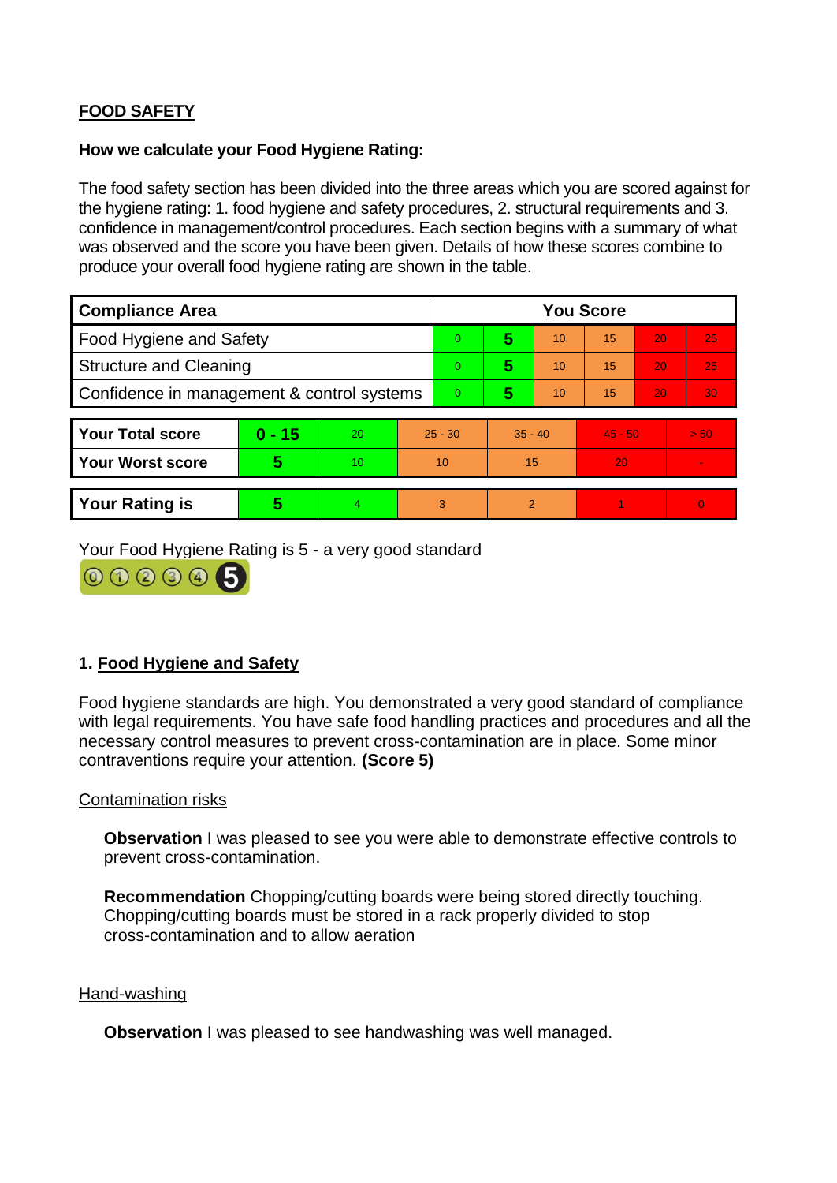**FOOD SAFETY**

**How we calculate your Food Hygiene Rating:**

The food safety section has been divided into the three areas which you are scored against for the hygiene rating: 1. food hygiene and safety procedures, 2. structural requirements and 3. confidence in management/control procedures. Each section begins with a summary of what was observed and the score you have been given. Details of how these scores combine to produce your overall food hygiene rating are shown in the table.

| Compliance Area | You Score | | | | | |
|---|---|---|---|---|---|---|
| Food Hygiene and Safety | 0 | **5** | 10 | 15 | 20 | 25 |
| Structure and Cleaning | 0 | **5** | 10 | 15 | 20 | 25 |
| Confidence in management & control systems | 0 | **5** | 10 | 15 | 20 | 30 |

| | | | | | | |
|---|---|---|---|---|---|---|
| **Your Total score** | **0 - 15** | 20 | 25 - 30 | 35 - 40 | 45 - 50 | > 50 |
| **Your Worst score** | **5** | 10 | 10 | 15 | 20 | - |
| **Your Rating is** | **5** | 4 | 3 | 2 | 1 | 0 |

Your Food Hygiene Rating is 5 - a very good standard

## 1. Food Hygiene and Safety

Food hygiene standards are high. You demonstrated a very good standard of compliance with legal requirements. You have safe food handling practices and procedures and all the necessary control measures to prevent cross-contamination are in place. Some minor contraventions require your attention. **(Score 5)**

Contamination risks

**Observation** I was pleased to see you were able to demonstrate effective controls to prevent cross-contamination.

**Recommendation** Chopping/cutting boards were being stored directly touching. Chopping/cutting boards must be stored in a rack properly divided to stop cross-contamination and to allow aeration

Hand-washing

**Observation** I was pleased to see handwashing was well managed.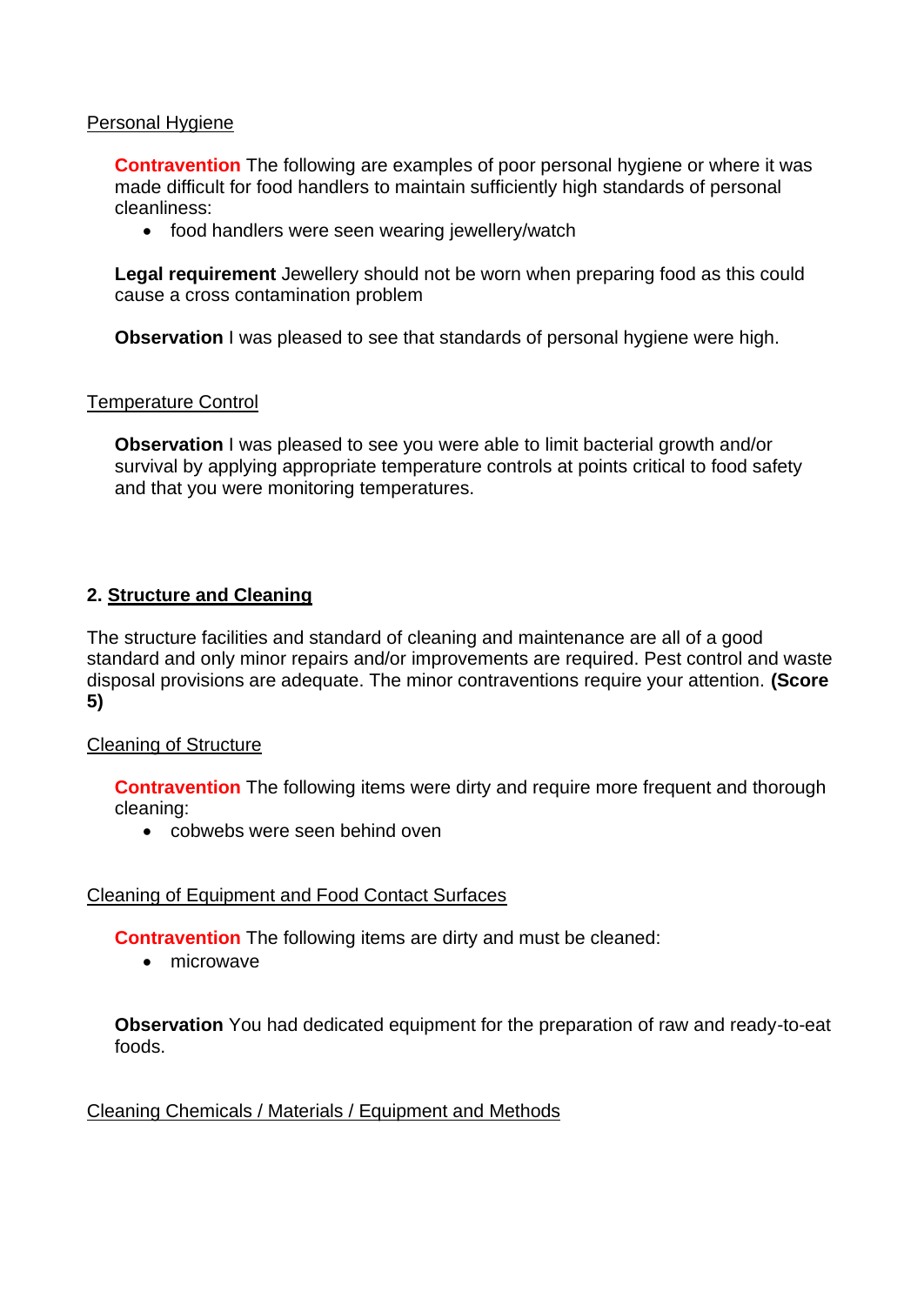Personal Hygiene

**Contravention** The following are examples of poor personal hygiene or where it was made difficult for food handlers to maintain sufficiently high standards of personal cleanliness:

- food handlers were seen wearing jewellery/watch

**Legal requirement** Jewellery should not be worn when preparing food as this could cause a cross contamination problem

**Observation** I was pleased to see that standards of personal hygiene were high.

Temperature Control

**Observation** I was pleased to see you were able to limit bacterial growth and/or survival by applying appropriate temperature controls at points critical to food safety and that you were monitoring temperatures.

## 2. Structure and Cleaning

The structure facilities and standard of cleaning and maintenance are all of a good standard and only minor repairs and/or improvements are required. Pest control and waste disposal provisions are adequate. The minor contraventions require your attention. **(Score 5)**

Cleaning of Structure

**Contravention** The following items were dirty and require more frequent and thorough cleaning:

- cobwebs were seen behind oven

Cleaning of Equipment and Food Contact Surfaces

**Contravention** The following items are dirty and must be cleaned:

- microwave

**Observation** You had dedicated equipment for the preparation of raw and ready-to-eat foods.

Cleaning Chemicals / Materials / Equipment and Methods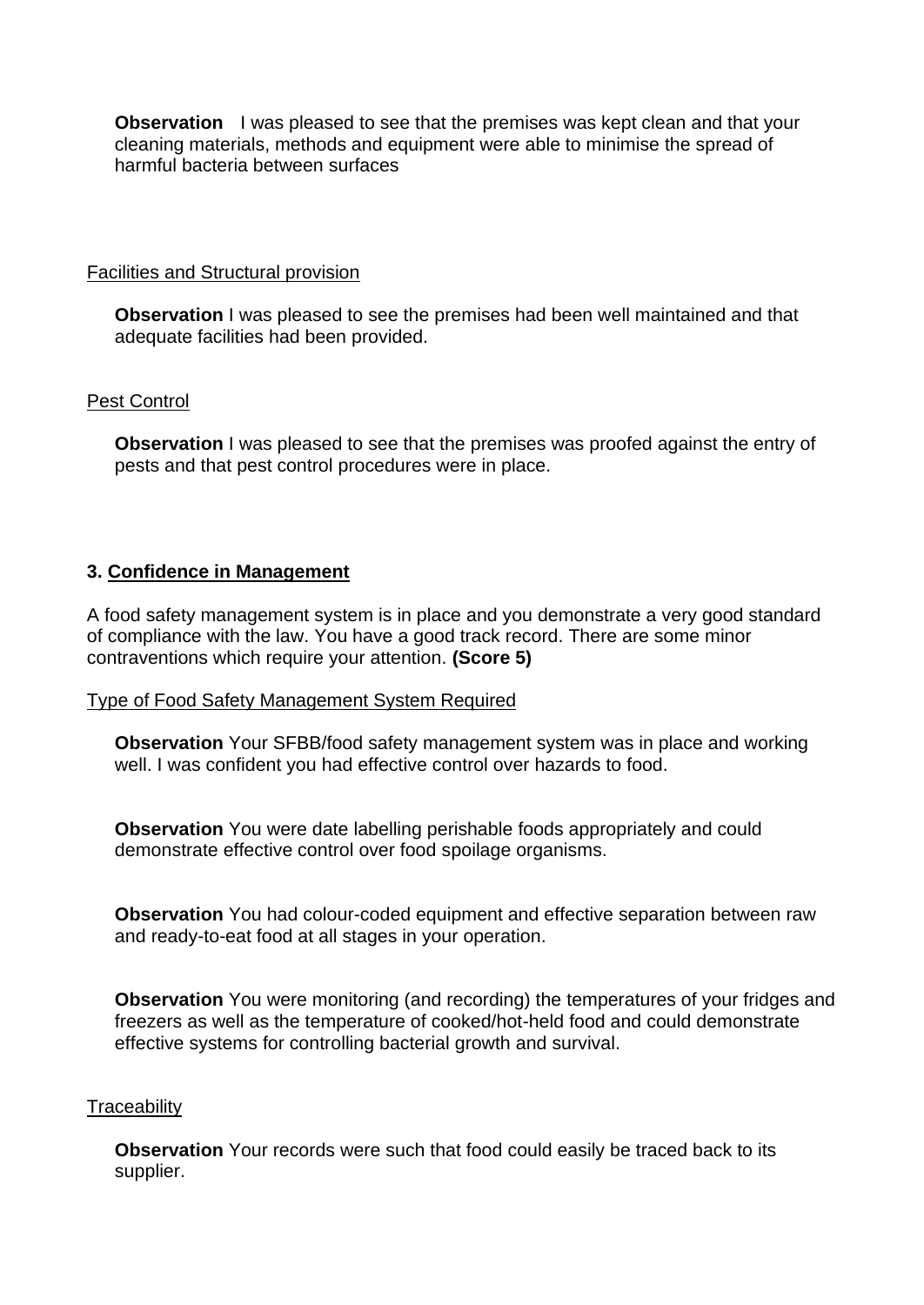**Observation** I was pleased to see that the premises was kept clean and that your cleaning materials, methods and equipment were able to minimise the spread of harmful bacteria between surfaces

<u>Facilities and Structural provision</u>

**Observation** I was pleased to see the premises had been well maintained and that adequate facilities had been provided.

<u>Pest Control</u>

**Observation** I was pleased to see that the premises was proofed against the entry of pests and that pest control procedures were in place.

### 3. <u>Confidence in Management</u>

A food safety management system is in place and you demonstrate a very good standard of compliance with the law. You have a good track record. There are some minor contraventions which require your attention. **(Score 5)**

<u>Type of Food Safety Management System Required</u>

**Observation** Your SFBB/food safety management system was in place and working well. I was confident you had effective control over hazards to food.

**Observation** You were date labelling perishable foods appropriately and could demonstrate effective control over food spoilage organisms.

**Observation** You had colour-coded equipment and effective separation between raw and ready-to-eat food at all stages in your operation.

**Observation** You were monitoring (and recording) the temperatures of your fridges and freezers as well as the temperature of cooked/hot-held food and could demonstrate effective systems for controlling bacterial growth and survival.

<u>Traceability</u>

**Observation** Your records were such that food could easily be traced back to its supplier.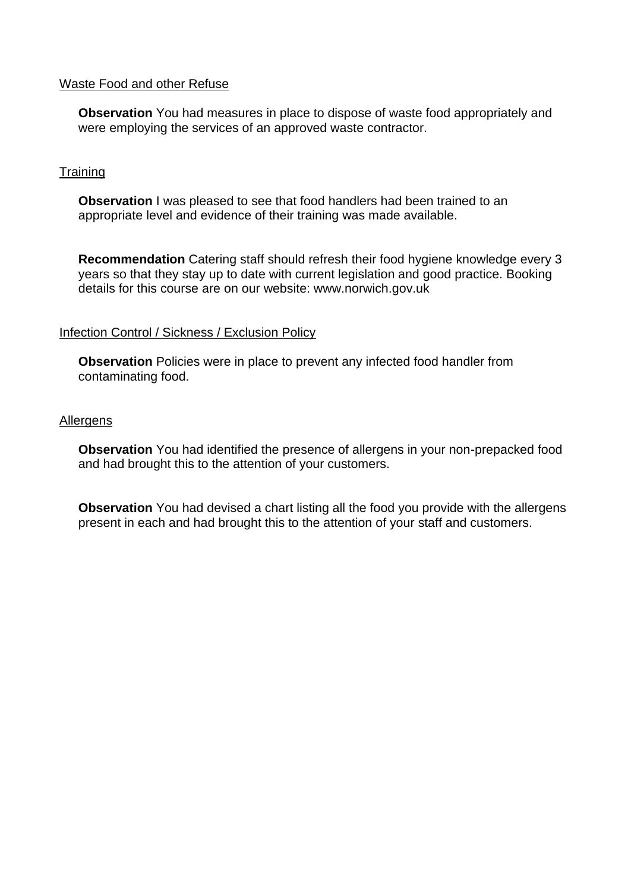Waste Food and other Refuse

**Observation** You had measures in place to dispose of waste food appropriately and were employing the services of an approved waste contractor.

Training

**Observation** I was pleased to see that food handlers had been trained to an appropriate level and evidence of their training was made available.

**Recommendation** Catering staff should refresh their food hygiene knowledge every 3 years so that they stay up to date with current legislation and good practice. Booking details for this course are on our website: www.norwich.gov.uk

Infection Control / Sickness / Exclusion Policy

**Observation** Policies were in place to prevent any infected food handler from contaminating food.

Allergens

**Observation** You had identified the presence of allergens in your non-prepacked food and had brought this to the attention of your customers.

**Observation** You had devised a chart listing all the food you provide with the allergens present in each and had brought this to the attention of your staff and customers.